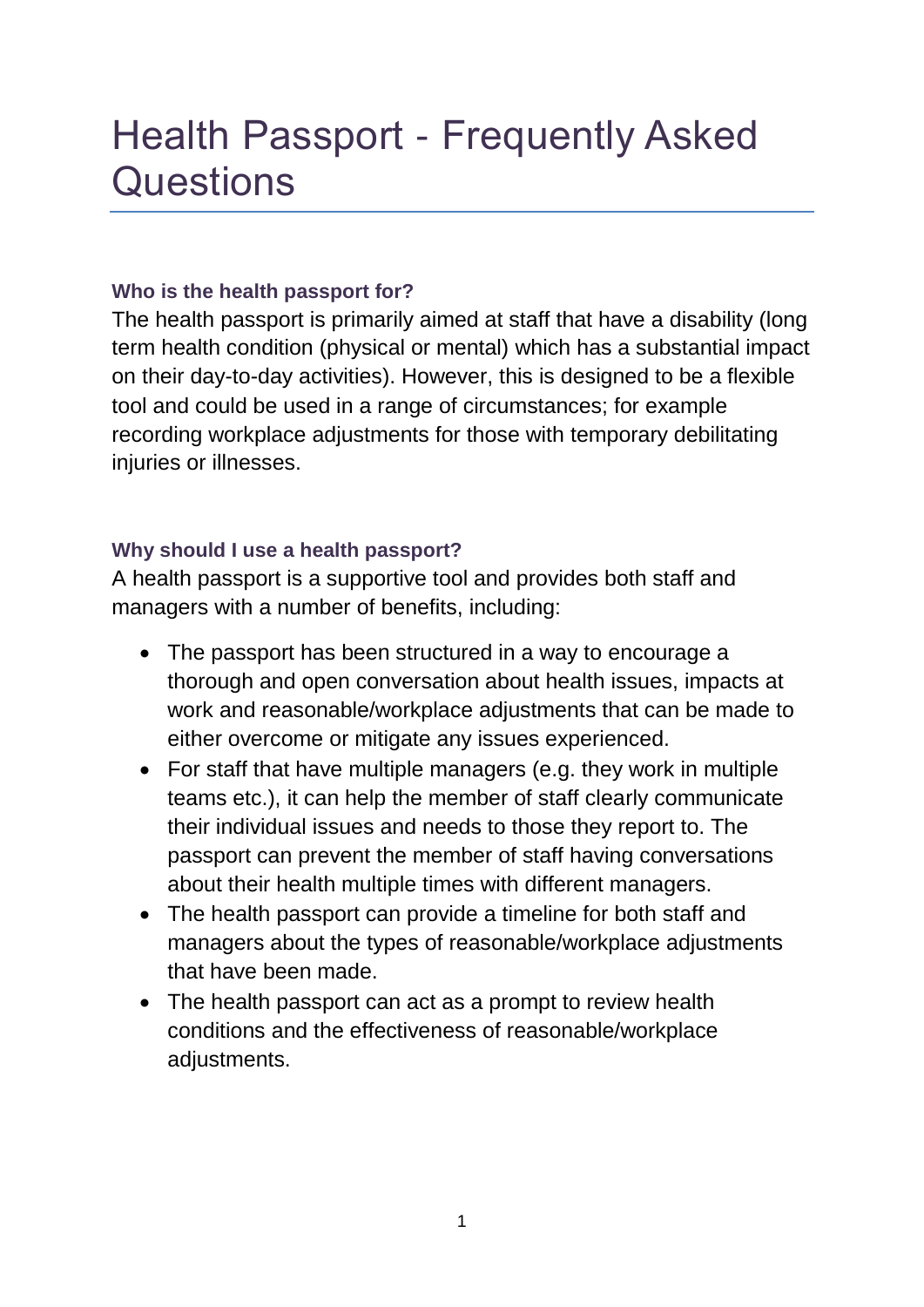# Health Passport - Frequently Asked Questions

### Who is the health passport for?

The health passport is primarily aimed at staff that have a disability (long term health condition (physical or mental) which has a substantial impact on their day-to-day activities). However, this is designed to be a flexible tool and could be used in a range of circumstances; for example recording workplace adjustments for those with temporary debilitating injuries or illnesses.

### Why should I use a health passport?

A health passport is a supportive tool and provides both staff and managers with a number of benefits, including:

- The passport has been structured in a way to encourage a thorough and open conversation about health issues, impacts at work and reasonable/workplace adjustments that can be made to either overcome or mitigate any issues experienced.
- For staff that have multiple managers (e.g. they work in multiple teams etc.), it can help the member of staff clearly communicate their individual issues and needs to those they report to. The passport can prevent the member of staff having conversations about their health multiple times with different managers.
- The health passport can provide a timeline for both staff and managers about the types of reasonable/workplace adjustments that have been made.
- The health passport can act as a prompt to review health conditions and the effectiveness of reasonable/workplace adjustments.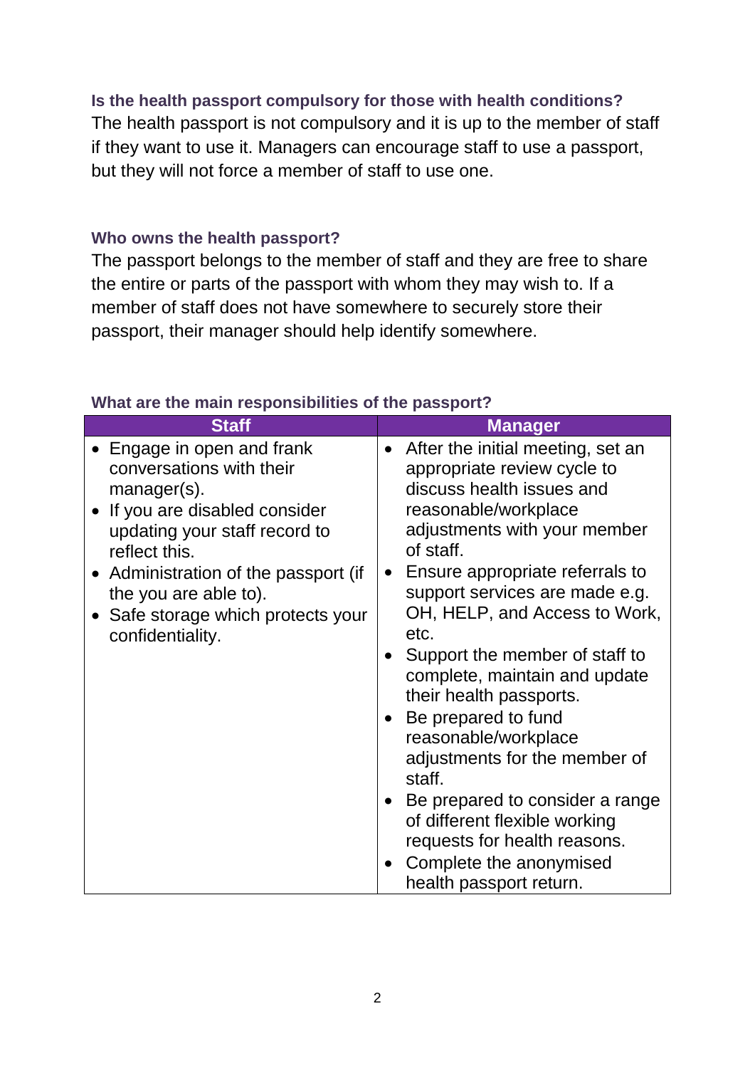### Is the health passport compulsory for those with health conditions?

The health passport is not compulsory and it is up to the member of staff if they want to use it. Managers can encourage staff to use a passport, but they will not force a member of staff to use one.

### Who owns the health passport?

The passport belongs to the member of staff and they are free to share the entire or parts of the passport with whom they may wish to. If a member of staff does not have somewhere to securely store their passport, their manager should help identify somewhere.

### What are the main responsibilities of the passport?

| Staff | Manager |
|---|---|
| • Engage in open and frank conversations with their manager(s).<br>• If you are disabled consider updating your staff record to reflect this.<br>• Administration of the passport (if the you are able to).<br>• Safe storage which protects your confidentiality. | • After the initial meeting, set an appropriate review cycle to discuss health issues and reasonable/workplace adjustments with your member of staff.<br>• Ensure appropriate referrals to support services are made e.g. OH, HELP, and Access to Work, etc.<br>• Support the member of staff to complete, maintain and update their health passports.<br>• Be prepared to fund reasonable/workplace adjustments for the member of staff.<br>• Be prepared to consider a range of different flexible working requests for health reasons.<br>• Complete the anonymised health passport return. |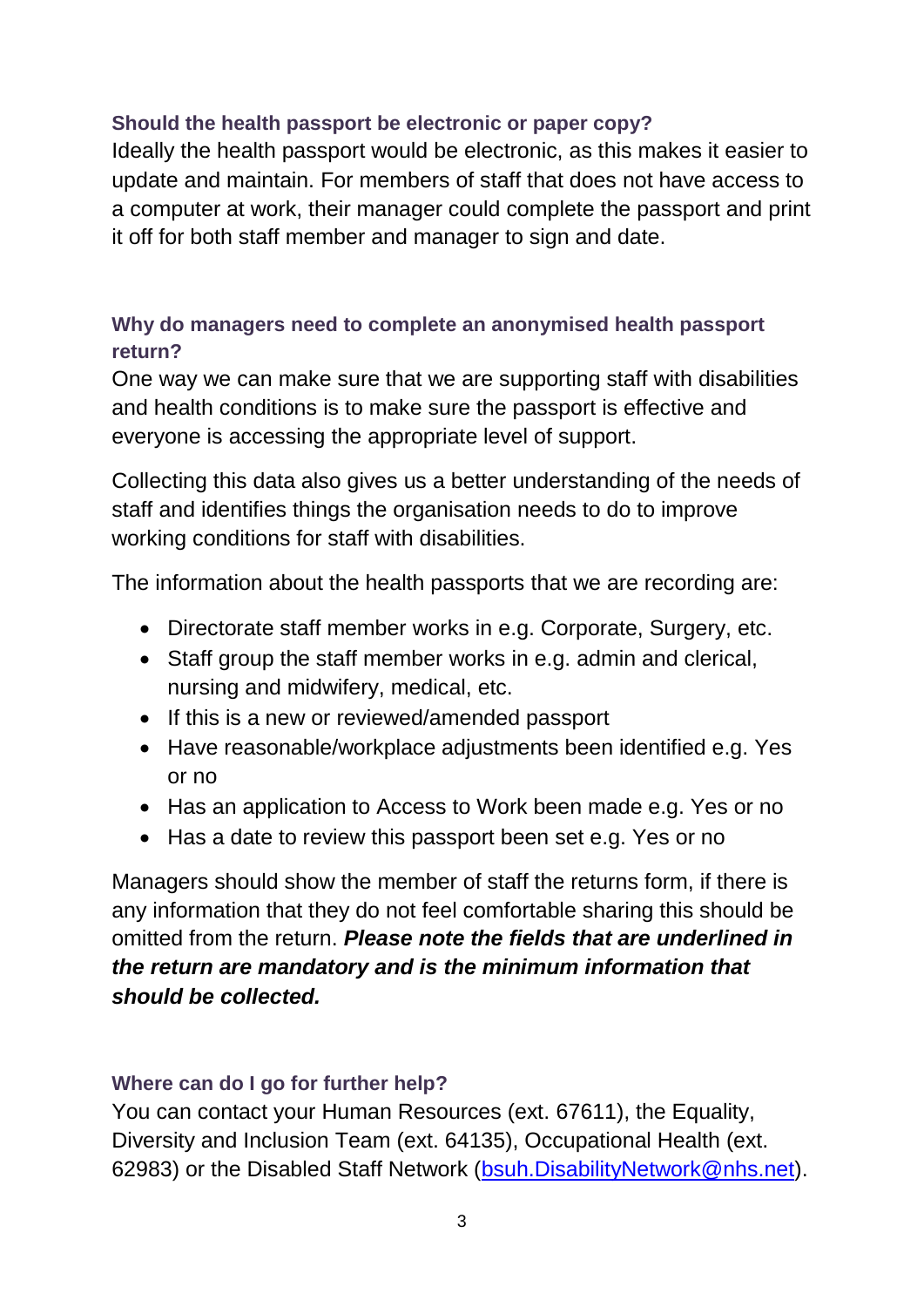### Should the health passport be electronic or paper copy?

Ideally the health passport would be electronic, as this makes it easier to update and maintain. For members of staff that does not have access to a computer at work, their manager could complete the passport and print it off for both staff member and manager to sign and date.

### Why do managers need to complete an anonymised health passport return?

One way we can make sure that we are supporting staff with disabilities and health conditions is to make sure the passport is effective and everyone is accessing the appropriate level of support.

Collecting this data also gives us a better understanding of the needs of staff and identifies things the organisation needs to do to improve working conditions for staff with disabilities.

The information about the health passports that we are recording are:

- Directorate staff member works in e.g. Corporate, Surgery, etc.
- Staff group the staff member works in e.g. admin and clerical, nursing and midwifery, medical, etc.
- If this is a new or reviewed/amended passport
- Have reasonable/workplace adjustments been identified e.g. Yes or no
- Has an application to Access to Work been made e.g. Yes or no
- Has a date to review this passport been set e.g. Yes or no

Managers should show the member of staff the returns form, if there is any information that they do not feel comfortable sharing this should be omitted from the return. ***Please note the fields that are underlined in the return are mandatory and is the minimum information that should be collected.***

### Where can do I go for further help?

You can contact your Human Resources (ext. 67611), the Equality, Diversity and Inclusion Team (ext. 64135), Occupational Health (ext. 62983) or the Disabled Staff Network (bsuh.DisabilityNetwork@nhs.net).